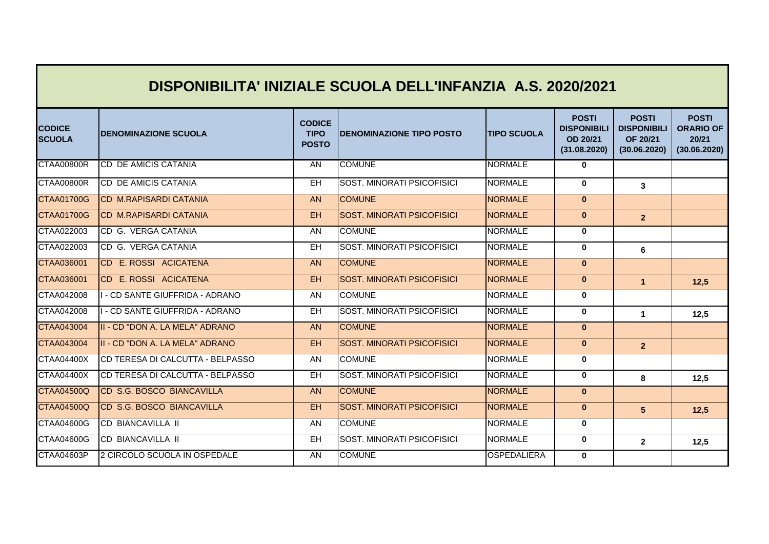# DISPONIBILITA' INIZIALE SCUOLA DELL'INFANZIA A.S. 2020/2021

| CODICE SCUOLA | DENOMINAZIONE SCUOLA | CODICE TIPO POSTO | DENOMINAZIONE TIPO POSTO | TIPO SCUOLA | POSTI DISPONIBILI OD 20/21 (31.08.2020) | POSTI DISPONIBILI OF 20/21 (30.06.2020) | POSTI ORARIO OF 20/21 (30.06.2020) |
|---|---|---|---|---|---|---|---|
| CTAA00800R | CD DE AMICIS CATANIA | AN | COMUNE | NORMALE | 0 | | |
| CTAA00800R | CD DE AMICIS CATANIA | EH | SOST. MINORATI PSICOFISICI | NORMALE | 0 | 3 | |
| CTAA01700G | CD M.RAPISARDI CATANIA | AN | COMUNE | NORMALE | 0 | | |
| CTAA01700G | CD M.RAPISARDI CATANIA | EH | SOST. MINORATI PSICOFISICI | NORMALE | 0 | 2 | |
| CTAA022003 | CD G. VERGA CATANIA | AN | COMUNE | NORMALE | 0 | | |
| CTAA022003 | CD G. VERGA CATANIA | EH | SOST. MINORATI PSICOFISICI | NORMALE | 0 | 6 | |
| CTAA036001 | CD E. ROSSI ACICATENA | AN | COMUNE | NORMALE | 0 | | |
| CTAA036001 | CD E. ROSSI ACICATENA | EH | SOST. MINORATI PSICOFISICI | NORMALE | 0 | 1 | 12,5 |
| CTAA042008 | I - CD SANTE GIUFFRIDA - ADRANO | AN | COMUNE | NORMALE | 0 | | |
| CTAA042008 | I - CD SANTE GIUFFRIDA - ADRANO | EH | SOST. MINORATI PSICOFISICI | NORMALE | 0 | 1 | 12,5 |
| CTAA043004 | II - CD "DON A. LA MELA" ADRANO | AN | COMUNE | NORMALE | 0 | | |
| CTAA043004 | II - CD "DON A. LA MELA" ADRANO | EH | SOST. MINORATI PSICOFISICI | NORMALE | 0 | 2 | |
| CTAA04400X | CD TERESA DI CALCUTTA - BELPASSO | AN | COMUNE | NORMALE | 0 | | |
| CTAA04400X | CD TERESA DI CALCUTTA - BELPASSO | EH | SOST. MINORATI PSICOFISICI | NORMALE | 0 | 8 | 12,5 |
| CTAA04500Q | CD S.G. BOSCO BIANCAVILLA | AN | COMUNE | NORMALE | 0 | | |
| CTAA04500Q | CD S.G. BOSCO BIANCAVILLA | EH | SOST. MINORATI PSICOFISICI | NORMALE | 0 | 5 | 12,5 |
| CTAA04600G | CD BIANCAVILLA II | AN | COMUNE | NORMALE | 0 | | |
| CTAA04600G | CD BIANCAVILLA II | EH | SOST. MINORATI PSICOFISICI | NORMALE | 0 | 2 | 12,5 |
| CTAA04603P | 2 CIRCOLO SCUOLA IN OSPEDALE | AN | COMUNE | OSPEDALIERA | 0 | | |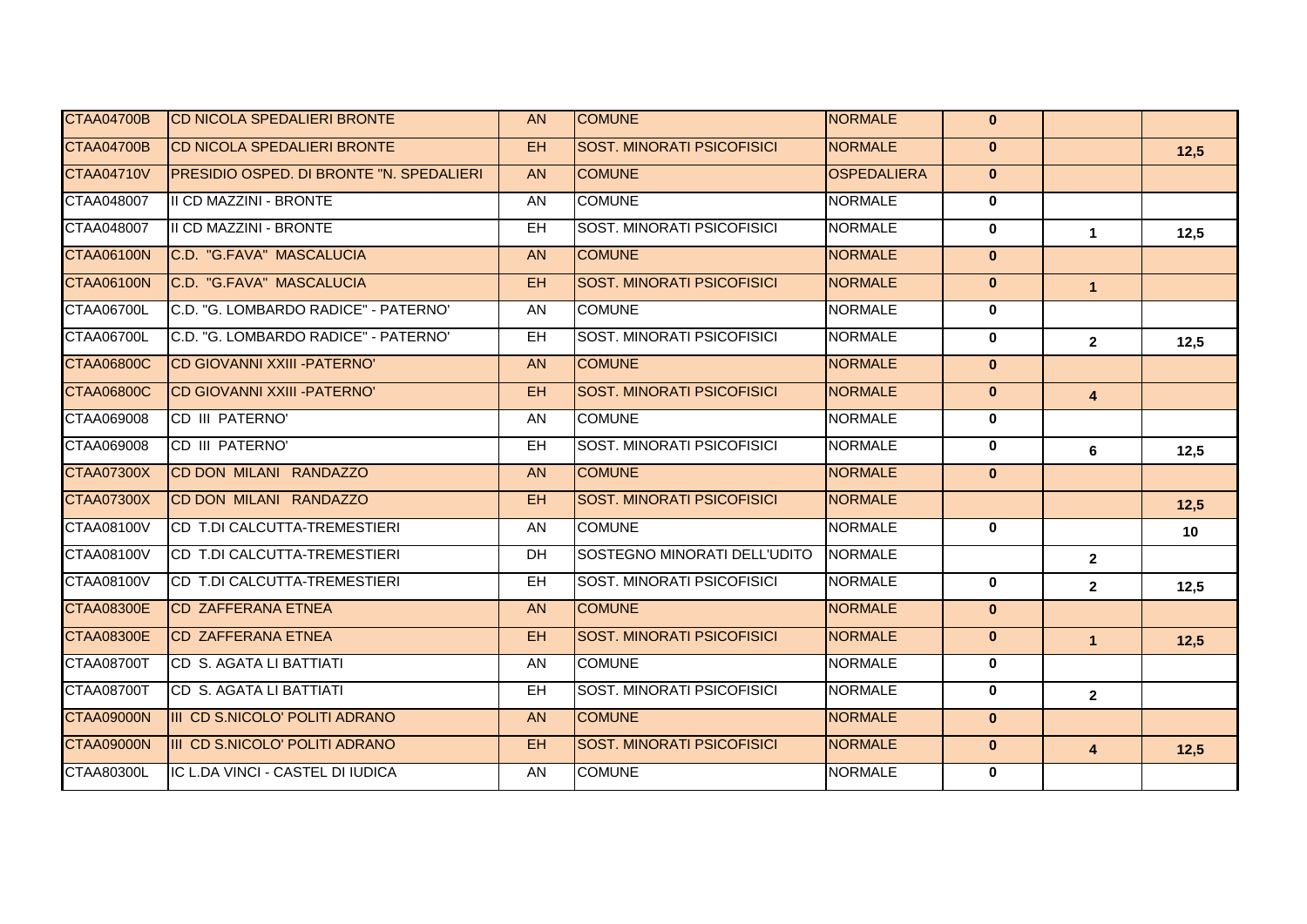| | | | | | | | |
|---|---|---|---|---|---|---|---|
| CTAA04700B | CD NICOLA SPEDALIERI BRONTE | AN | COMUNE | NORMALE | **0** | | |
| CTAA04700B | CD NICOLA SPEDALIERI BRONTE | EH | SOST. MINORATI PSICOFISICI | NORMALE | **0** | | **12,5** |
| CTAA04710V | PRESIDIO OSPED. DI BRONTE "N. SPEDALIERI | AN | COMUNE | OSPEDALIERA | **0** | | |
| CTAA048007 | II CD MAZZINI - BRONTE | AN | COMUNE | NORMALE | **0** | | |
| CTAA048007 | II CD MAZZINI - BRONTE | EH | SOST. MINORATI PSICOFISICI | NORMALE | **0** | **1** | **12,5** |
| CTAA06100N | C.D. "G.FAVA" MASCALUCIA | AN | COMUNE | NORMALE | **0** | | |
| CTAA06100N | C.D. "G.FAVA" MASCALUCIA | EH | SOST. MINORATI PSICOFISICI | NORMALE | **0** | **1** | |
| CTAA06700L | C.D. "G. LOMBARDO RADICE" - PATERNO' | AN | COMUNE | NORMALE | **0** | | |
| CTAA06700L | C.D. "G. LOMBARDO RADICE" - PATERNO' | EH | SOST. MINORATI PSICOFISICI | NORMALE | **0** | **2** | **12,5** |
| CTAA06800C | CD GIOVANNI XXIII -PATERNO' | AN | COMUNE | NORMALE | **0** | | |
| CTAA06800C | CD GIOVANNI XXIII -PATERNO' | EH | SOST. MINORATI PSICOFISICI | NORMALE | **0** | **4** | |
| CTAA069008 | CD III PATERNO' | AN | COMUNE | NORMALE | **0** | | |
| CTAA069008 | CD III PATERNO' | EH | SOST. MINORATI PSICOFISICI | NORMALE | **0** | **6** | **12,5** |
| CTAA07300X | CD DON MILANI RANDAZZO | AN | COMUNE | NORMALE | **0** | | |
| CTAA07300X | CD DON MILANI RANDAZZO | EH | SOST. MINORATI PSICOFISICI | NORMALE | | | **12,5** |
| CTAA08100V | CD T.DI CALCUTTA-TREMESTIERI | AN | COMUNE | NORMALE | **0** | | **10** |
| CTAA08100V | CD T.DI CALCUTTA-TREMESTIERI | DH | SOSTEGNO MINORATI DELL'UDITO | NORMALE | | **2** | |
| CTAA08100V | CD T.DI CALCUTTA-TREMESTIERI | EH | SOST. MINORATI PSICOFISICI | NORMALE | **0** | **2** | **12,5** |
| CTAA08300E | CD ZAFFERANA ETNEA | AN | COMUNE | NORMALE | **0** | | |
| CTAA08300E | CD ZAFFERANA ETNEA | EH | SOST. MINORATI PSICOFISICI | NORMALE | **0** | **1** | **12,5** |
| CTAA08700T | CD S. AGATA LI BATTIATI | AN | COMUNE | NORMALE | **0** | | |
| CTAA08700T | CD S. AGATA LI BATTIATI | EH | SOST. MINORATI PSICOFISICI | NORMALE | **0** | **2** | |
| CTAA09000N | III CD S.NICOLO' POLITI ADRANO | AN | COMUNE | NORMALE | **0** | | |
| CTAA09000N | III CD S.NICOLO' POLITI ADRANO | EH | SOST. MINORATI PSICOFISICI | NORMALE | **0** | **4** | **12,5** |
| CTAA80300L | IC L.DA VINCI - CASTEL DI IUDICA | AN | COMUNE | NORMALE | **0** | | |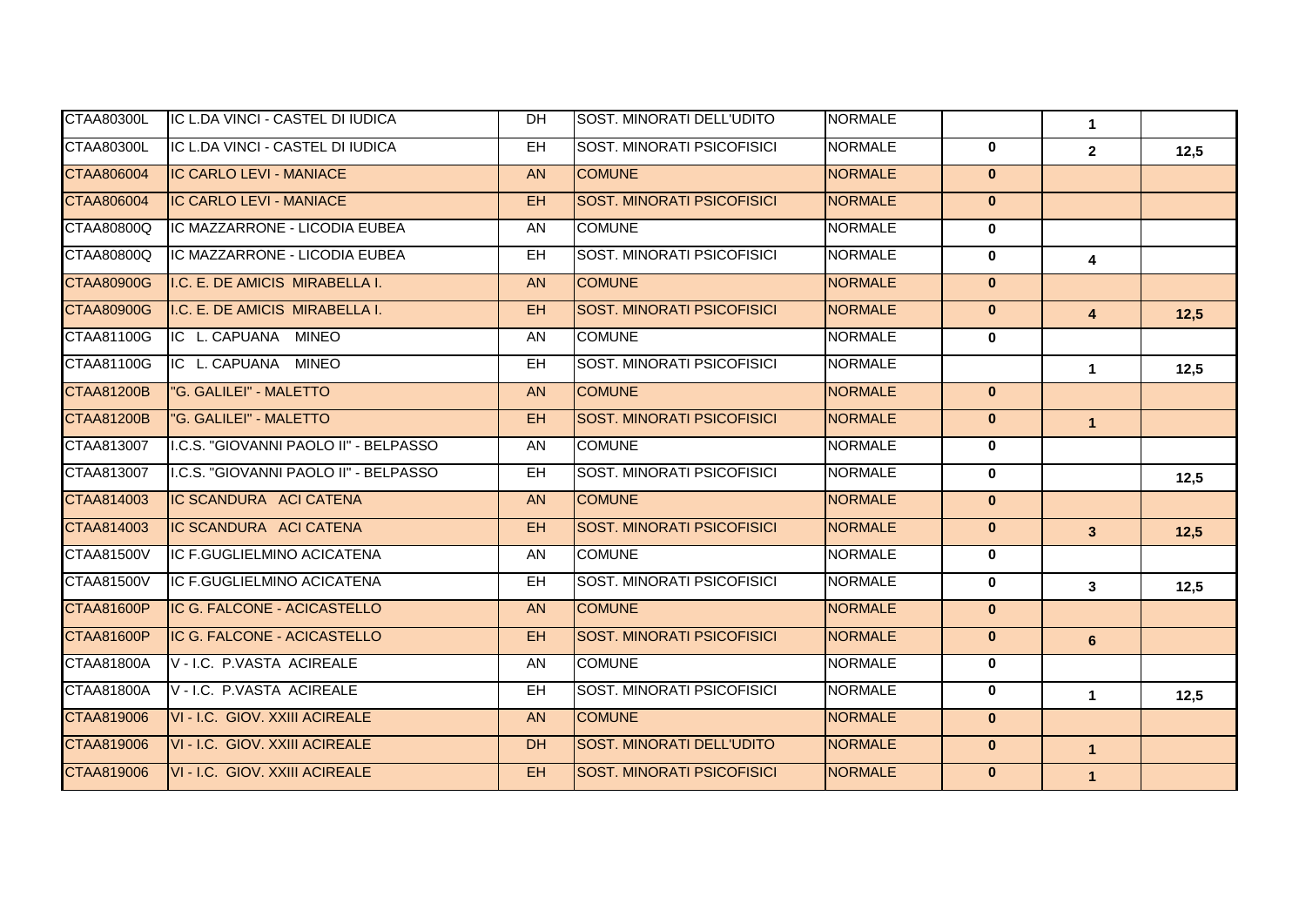| | | | | | | | |
|---|---|---|---|---|---|---|---|
| CTAA80300L | IC L.DA VINCI - CASTEL DI IUDICA | DH | SOST. MINORATI DELL'UDITO | NORMALE | | 1 | |
| CTAA80300L | IC L.DA VINCI - CASTEL DI IUDICA | EH | SOST. MINORATI PSICOFISICI | NORMALE | 0 | 2 | 12,5 |
| CTAA806004 | IC CARLO LEVI - MANIACE | AN | COMUNE | NORMALE | 0 | | |
| CTAA806004 | IC CARLO LEVI - MANIACE | EH | SOST. MINORATI PSICOFISICI | NORMALE | 0 | | |
| CTAA80800Q | IC MAZZARRONE - LICODIA EUBEA | AN | COMUNE | NORMALE | 0 | | |
| CTAA80800Q | IC MAZZARRONE - LICODIA EUBEA | EH | SOST. MINORATI PSICOFISICI | NORMALE | 0 | 4 | |
| CTAA80900G | I.C. E. DE AMICIS MIRABELLA I. | AN | COMUNE | NORMALE | 0 | | |
| CTAA80900G | I.C. E. DE AMICIS MIRABELLA I. | EH | SOST. MINORATI PSICOFISICI | NORMALE | 0 | 4 | 12,5 |
| CTAA81100G | IC L. CAPUANA MINEO | AN | COMUNE | NORMALE | 0 | | |
| CTAA81100G | IC L. CAPUANA MINEO | EH | SOST. MINORATI PSICOFISICI | NORMALE | | 1 | 12,5 |
| CTAA81200B | "G. GALILEI" - MALETTO | AN | COMUNE | NORMALE | 0 | | |
| CTAA81200B | "G. GALILEI" - MALETTO | EH | SOST. MINORATI PSICOFISICI | NORMALE | 0 | 1 | |
| CTAA813007 | I.C.S. "GIOVANNI PAOLO II" - BELPASSO | AN | COMUNE | NORMALE | 0 | | |
| CTAA813007 | I.C.S. "GIOVANNI PAOLO II" - BELPASSO | EH | SOST. MINORATI PSICOFISICI | NORMALE | 0 | | 12,5 |
| CTAA814003 | IC SCANDURA ACI CATENA | AN | COMUNE | NORMALE | 0 | | |
| CTAA814003 | IC SCANDURA ACI CATENA | EH | SOST. MINORATI PSICOFISICI | NORMALE | 0 | 3 | 12,5 |
| CTAA81500V | IC F.GUGLIELMINO ACICATENA | AN | COMUNE | NORMALE | 0 | | |
| CTAA81500V | IC F.GUGLIELMINO ACICATENA | EH | SOST. MINORATI PSICOFISICI | NORMALE | 0 | 3 | 12,5 |
| CTAA81600P | IC G. FALCONE - ACICASTELLO | AN | COMUNE | NORMALE | 0 | | |
| CTAA81600P | IC G. FALCONE - ACICASTELLO | EH | SOST. MINORATI PSICOFISICI | NORMALE | 0 | 6 | |
| CTAA81800A | V - I.C. P.VASTA ACIREALE | AN | COMUNE | NORMALE | 0 | | |
| CTAA81800A | V - I.C. P.VASTA ACIREALE | EH | SOST. MINORATI PSICOFISICI | NORMALE | 0 | 1 | 12,5 |
| CTAA819006 | VI - I.C. GIOV. XXIII ACIREALE | AN | COMUNE | NORMALE | 0 | | |
| CTAA819006 | VI - I.C. GIOV. XXIII ACIREALE | DH | SOST. MINORATI DELL'UDITO | NORMALE | 0 | 1 | |
| CTAA819006 | VI - I.C. GIOV. XXIII ACIREALE | EH | SOST. MINORATI PSICOFISICI | NORMALE | 0 | 1 | |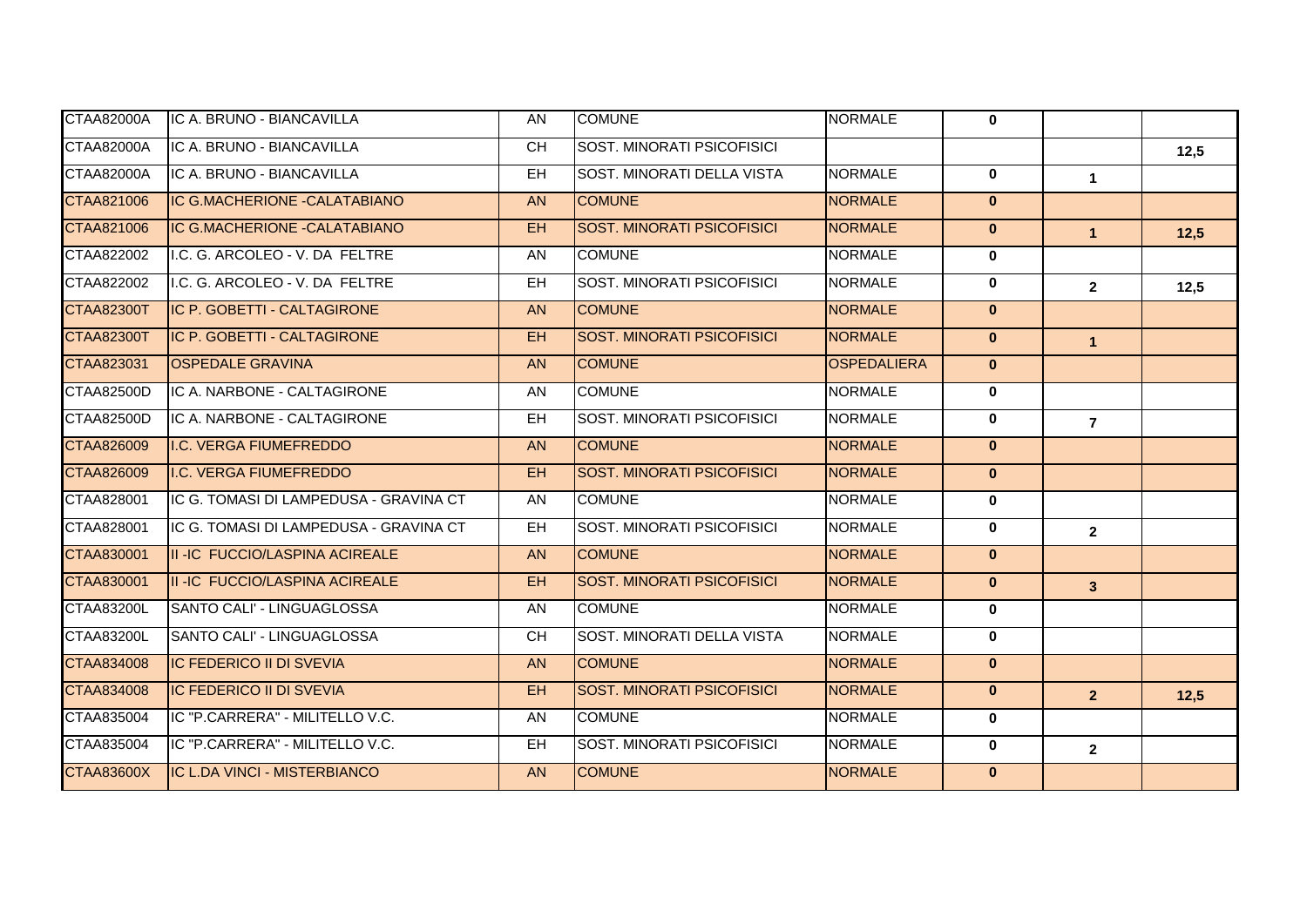| | | | | | | | |
|---|---|---|---|---|---|---|---|
| CTAA82000A | IC A. BRUNO - BIANCAVILLA | AN | COMUNE | NORMALE | 0 | | |
| CTAA82000A | IC A. BRUNO - BIANCAVILLA | CH | SOST. MINORATI PSICOFISICI | | | | 12,5 |
| CTAA82000A | IC A. BRUNO - BIANCAVILLA | EH | SOST. MINORATI DELLA VISTA | NORMALE | 0 | 1 | |
| CTAA821006 | IC G.MACHERIONE -CALATABIANO | AN | COMUNE | NORMALE | 0 | | |
| CTAA821006 | IC G.MACHERIONE -CALATABIANO | EH | SOST. MINORATI PSICOFISICI | NORMALE | 0 | 1 | 12,5 |
| CTAA822002 | I.C. G. ARCOLEO - V. DA FELTRE | AN | COMUNE | NORMALE | 0 | | |
| CTAA822002 | I.C. G. ARCOLEO - V. DA FELTRE | EH | SOST. MINORATI PSICOFISICI | NORMALE | 0 | 2 | 12,5 |
| CTAA82300T | IC P. GOBETTI - CALTAGIRONE | AN | COMUNE | NORMALE | 0 | | |
| CTAA82300T | IC P. GOBETTI - CALTAGIRONE | EH | SOST. MINORATI PSICOFISICI | NORMALE | 0 | 1 | |
| CTAA823031 | OSPEDALE GRAVINA | AN | COMUNE | OSPEDALIERA | 0 | | |
| CTAA82500D | IC A. NARBONE - CALTAGIRONE | AN | COMUNE | NORMALE | 0 | | |
| CTAA82500D | IC A. NARBONE - CALTAGIRONE | EH | SOST. MINORATI PSICOFISICI | NORMALE | 0 | 7 | |
| CTAA826009 | I.C. VERGA FIUMEFREDDO | AN | COMUNE | NORMALE | 0 | | |
| CTAA826009 | I.C. VERGA FIUMEFREDDO | EH | SOST. MINORATI PSICOFISICI | NORMALE | 0 | | |
| CTAA828001 | IC G. TOMASI DI LAMPEDUSA - GRAVINA CT | AN | COMUNE | NORMALE | 0 | | |
| CTAA828001 | IC G. TOMASI DI LAMPEDUSA - GRAVINA CT | EH | SOST. MINORATI PSICOFISICI | NORMALE | 0 | 2 | |
| CTAA830001 | II -IC FUCCIO/LASPINA ACIREALE | AN | COMUNE | NORMALE | 0 | | |
| CTAA830001 | II -IC FUCCIO/LASPINA ACIREALE | EH | SOST. MINORATI PSICOFISICI | NORMALE | 0 | 3 | |
| CTAA83200L | SANTO CALI' - LINGUAGLOSSA | AN | COMUNE | NORMALE | 0 | | |
| CTAA83200L | SANTO CALI' - LINGUAGLOSSA | CH | SOST. MINORATI DELLA VISTA | NORMALE | 0 | | |
| CTAA834008 | IC FEDERICO II DI SVEVIA | AN | COMUNE | NORMALE | 0 | | |
| CTAA834008 | IC FEDERICO II DI SVEVIA | EH | SOST. MINORATI PSICOFISICI | NORMALE | 0 | 2 | 12,5 |
| CTAA835004 | IC "P.CARRERA" - MILITELLO V.C. | AN | COMUNE | NORMALE | 0 | | |
| CTAA835004 | IC "P.CARRERA" - MILITELLO V.C. | EH | SOST. MINORATI PSICOFISICI | NORMALE | 0 | 2 | |
| CTAA83600X | IC L.DA VINCI - MISTERBIANCO | AN | COMUNE | NORMALE | 0 | | |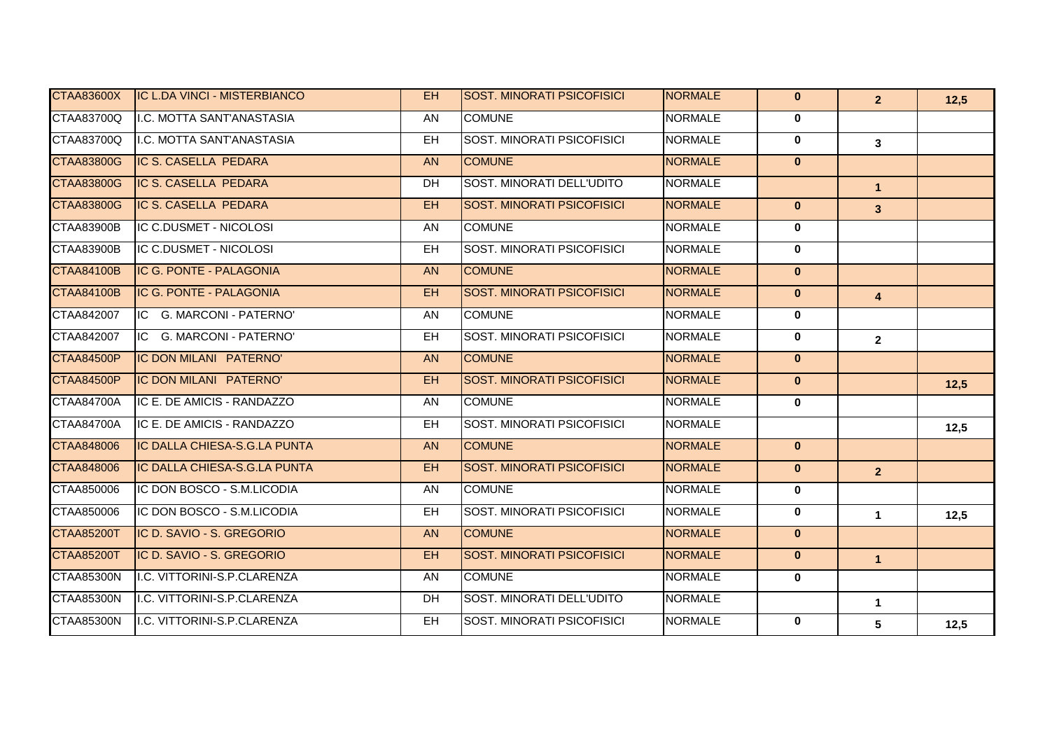| | | | | | | | |
|---|---|---|---|---|---|---|---|
| CTAA83600X | IC L.DA VINCI - MISTERBIANCO | EH | SOST. MINORATI PSICOFISICI | NORMALE | **0** | **2** | **12,5** |
| CTAA83700Q | I.C. MOTTA SANT'ANASTASIA | AN | COMUNE | NORMALE | **0** | | |
| CTAA83700Q | I.C. MOTTA SANT'ANASTASIA | EH | SOST. MINORATI PSICOFISICI | NORMALE | **0** | **3** | |
| CTAA83800G | IC S. CASELLA PEDARA | AN | COMUNE | NORMALE | **0** | | |
| CTAA83800G | IC S. CASELLA PEDARA | DH | SOST. MINORATI DELL'UDITO | NORMALE | | **1** | |
| CTAA83800G | IC S. CASELLA PEDARA | EH | SOST. MINORATI PSICOFISICI | NORMALE | **0** | **3** | |
| CTAA83900B | IC C.DUSMET - NICOLOSI | AN | COMUNE | NORMALE | **0** | | |
| CTAA83900B | IC C.DUSMET - NICOLOSI | EH | SOST. MINORATI PSICOFISICI | NORMALE | **0** | | |
| CTAA84100B | IC G. PONTE - PALAGONIA | AN | COMUNE | NORMALE | **0** | | |
| CTAA84100B | IC G. PONTE - PALAGONIA | EH | SOST. MINORATI PSICOFISICI | NORMALE | **0** | **4** | |
| CTAA842007 | IC G. MARCONI - PATERNO' | AN | COMUNE | NORMALE | **0** | | |
| CTAA842007 | IC G. MARCONI - PATERNO' | EH | SOST. MINORATI PSICOFISICI | NORMALE | **0** | **2** | |
| CTAA84500P | IC DON MILANI PATERNO' | AN | COMUNE | NORMALE | **0** | | |
| CTAA84500P | IC DON MILANI PATERNO' | EH | SOST. MINORATI PSICOFISICI | NORMALE | **0** | | **12,5** |
| CTAA84700A | IC E. DE AMICIS - RANDAZZO | AN | COMUNE | NORMALE | **0** | | |
| CTAA84700A | IC E. DE AMICIS - RANDAZZO | EH | SOST. MINORATI PSICOFISICI | NORMALE | | | **12,5** |
| CTAA848006 | IC DALLA CHIESA-S.G.LA PUNTA | AN | COMUNE | NORMALE | **0** | | |
| CTAA848006 | IC DALLA CHIESA-S.G.LA PUNTA | EH | SOST. MINORATI PSICOFISICI | NORMALE | **0** | **2** | |
| CTAA850006 | IC DON BOSCO - S.M.LICODIA | AN | COMUNE | NORMALE | **0** | | |
| CTAA850006 | IC DON BOSCO - S.M.LICODIA | EH | SOST. MINORATI PSICOFISICI | NORMALE | **0** | **1** | **12,5** |
| CTAA85200T | IC D. SAVIO - S. GREGORIO | AN | COMUNE | NORMALE | **0** | | |
| CTAA85200T | IC D. SAVIO - S. GREGORIO | EH | SOST. MINORATI PSICOFISICI | NORMALE | **0** | **1** | |
| CTAA85300N | I.C. VITTORINI-S.P.CLARENZA | AN | COMUNE | NORMALE | **0** | | |
| CTAA85300N | I.C. VITTORINI-S.P.CLARENZA | DH | SOST. MINORATI DELL'UDITO | NORMALE | | **1** | |
| CTAA85300N | I.C. VITTORINI-S.P.CLARENZA | EH | SOST. MINORATI PSICOFISICI | NORMALE | **0** | **5** | **12,5** |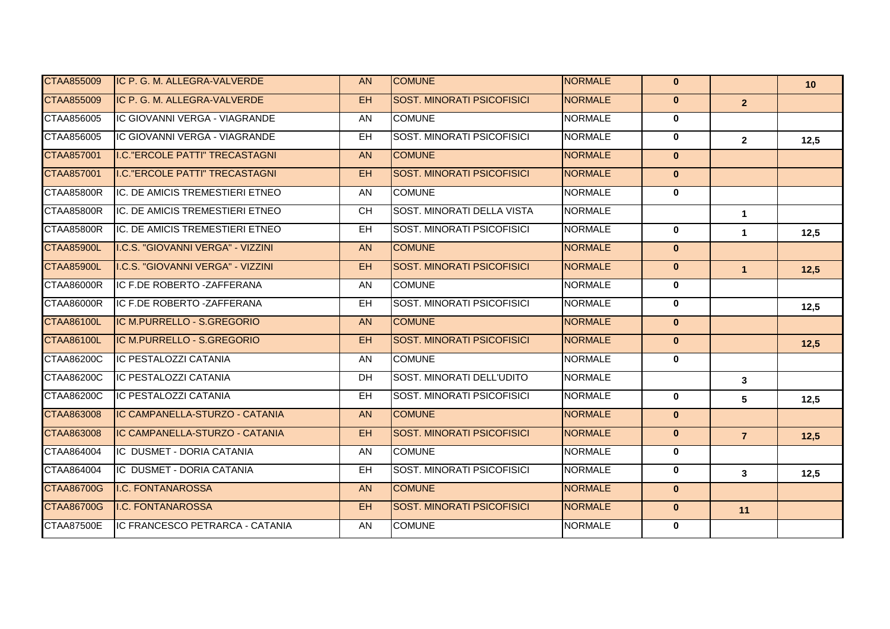| | | | | | | | |
|---|---|---|---|---|---|---|---|
| CTAA855009 | IC P. G. M. ALLEGRA-VALVERDE | AN | COMUNE | NORMALE | **0** | | **10** |
| CTAA855009 | IC P. G. M. ALLEGRA-VALVERDE | EH | SOST. MINORATI PSICOFISICI | NORMALE | **0** | **2** | |
| CTAA856005 | IC GIOVANNI VERGA - VIAGRANDE | AN | COMUNE | NORMALE | **0** | | |
| CTAA856005 | IC GIOVANNI VERGA - VIAGRANDE | EH | SOST. MINORATI PSICOFISICI | NORMALE | **0** | **2** | **12,5** |
| CTAA857001 | I.C."ERCOLE PATTI" TRECASTAGNI | AN | COMUNE | NORMALE | **0** | | |
| CTAA857001 | I.C."ERCOLE PATTI" TRECASTAGNI | EH | SOST. MINORATI PSICOFISICI | NORMALE | **0** | | |
| CTAA85800R | IC. DE AMICIS TREMESTIERI ETNEO | AN | COMUNE | NORMALE | **0** | | |
| CTAA85800R | IC. DE AMICIS TREMESTIERI ETNEO | CH | SOST. MINORATI DELLA VISTA | NORMALE | | **1** | |
| CTAA85800R | IC. DE AMICIS TREMESTIERI ETNEO | EH | SOST. MINORATI PSICOFISICI | NORMALE | **0** | **1** | **12,5** |
| CTAA85900L | I.C.S. "GIOVANNI VERGA" - VIZZINI | AN | COMUNE | NORMALE | **0** | | |
| CTAA85900L | I.C.S. "GIOVANNI VERGA" - VIZZINI | EH | SOST. MINORATI PSICOFISICI | NORMALE | **0** | **1** | **12,5** |
| CTAA86000R | IC F.DE ROBERTO -ZAFFERANA | AN | COMUNE | NORMALE | **0** | | |
| CTAA86000R | IC F.DE ROBERTO -ZAFFERANA | EH | SOST. MINORATI PSICOFISICI | NORMALE | **0** | | **12,5** |
| CTAA86100L | IC M.PURRELLO - S.GREGORIO | AN | COMUNE | NORMALE | **0** | | |
| CTAA86100L | IC M.PURRELLO - S.GREGORIO | EH | SOST. MINORATI PSICOFISICI | NORMALE | **0** | | **12,5** |
| CTAA86200C | IC PESTALOZZI CATANIA | AN | COMUNE | NORMALE | **0** | | |
| CTAA86200C | IC PESTALOZZI CATANIA | DH | SOST. MINORATI DELL'UDITO | NORMALE | | **3** | |
| CTAA86200C | IC PESTALOZZI CATANIA | EH | SOST. MINORATI PSICOFISICI | NORMALE | **0** | **5** | **12,5** |
| CTAA863008 | IC CAMPANELLA-STURZO - CATANIA | AN | COMUNE | NORMALE | **0** | | |
| CTAA863008 | IC CAMPANELLA-STURZO - CATANIA | EH | SOST. MINORATI PSICOFISICI | NORMALE | **0** | **7** | **12,5** |
| CTAA864004 | IC DUSMET - DORIA CATANIA | AN | COMUNE | NORMALE | **0** | | |
| CTAA864004 | IC DUSMET - DORIA CATANIA | EH | SOST. MINORATI PSICOFISICI | NORMALE | **0** | **3** | **12,5** |
| CTAA86700G | I.C. FONTANAROSSA | AN | COMUNE | NORMALE | **0** | | |
| CTAA86700G | I.C. FONTANAROSSA | EH | SOST. MINORATI PSICOFISICI | NORMALE | **0** | **11** | |
| CTAA87500E | IC FRANCESCO PETRARCA - CATANIA | AN | COMUNE | NORMALE | **0** | | |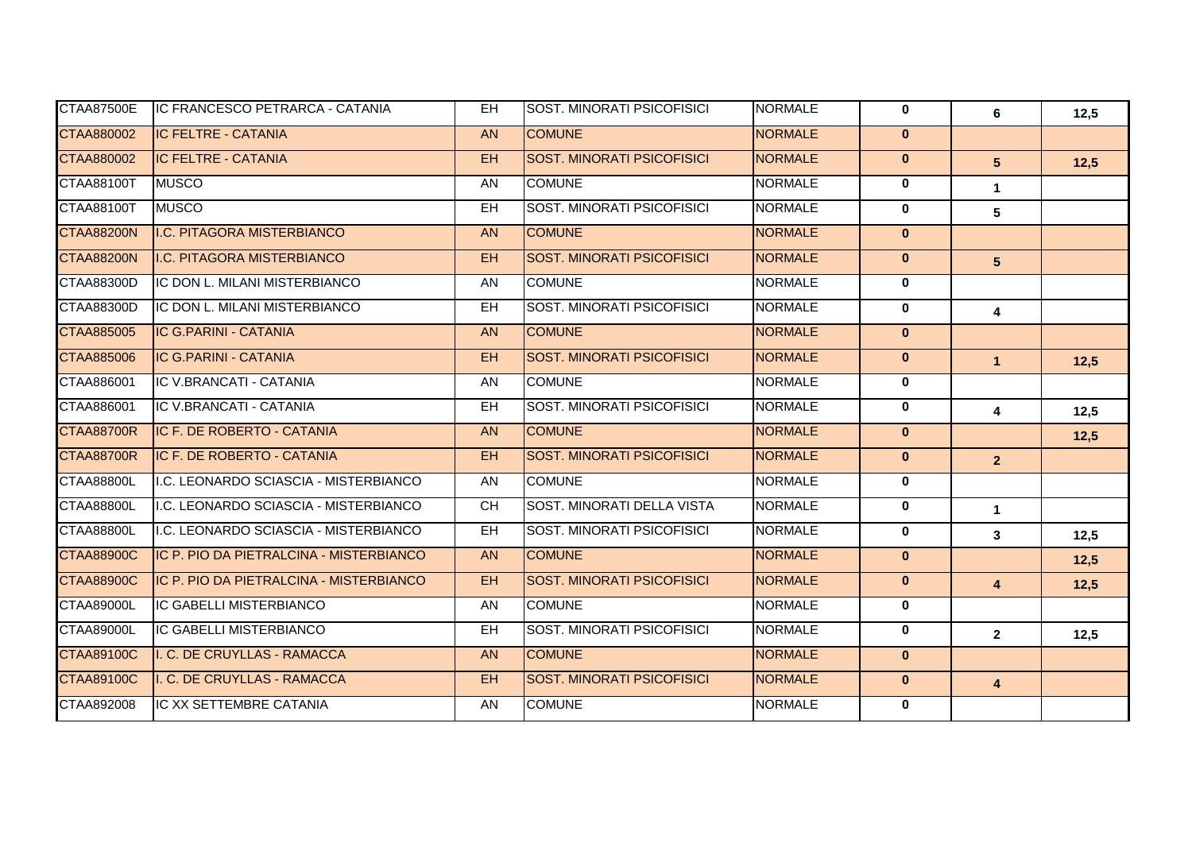| | | | | | | | |
|---|---|---|---|---|---|---|---|
| CTAA87500E | IC FRANCESCO PETRARCA - CATANIA | EH | SOST. MINORATI PSICOFISICI | NORMALE | 0 | 6 | 12,5 |
| CTAA880002 | IC FELTRE - CATANIA | AN | COMUNE | NORMALE | 0 | | |
| CTAA880002 | IC FELTRE - CATANIA | EH | SOST. MINORATI PSICOFISICI | NORMALE | 0 | 5 | 12,5 |
| CTAA88100T | MUSCO | AN | COMUNE | NORMALE | 0 | 1 | |
| CTAA88100T | MUSCO | EH | SOST. MINORATI PSICOFISICI | NORMALE | 0 | 5 | |
| CTAA88200N | I.C. PITAGORA MISTERBIANCO | AN | COMUNE | NORMALE | 0 | | |
| CTAA88200N | I.C. PITAGORA MISTERBIANCO | EH | SOST. MINORATI PSICOFISICI | NORMALE | 0 | 5 | |
| CTAA88300D | IC DON L. MILANI MISTERBIANCO | AN | COMUNE | NORMALE | 0 | | |
| CTAA88300D | IC DON L. MILANI MISTERBIANCO | EH | SOST. MINORATI PSICOFISICI | NORMALE | 0 | 4 | |
| CTAA885005 | IC G.PARINI - CATANIA | AN | COMUNE | NORMALE | 0 | | |
| CTAA885006 | IC G.PARINI - CATANIA | EH | SOST. MINORATI PSICOFISICI | NORMALE | 0 | 1 | 12,5 |
| CTAA886001 | IC V.BRANCATI - CATANIA | AN | COMUNE | NORMALE | 0 | | |
| CTAA886001 | IC V.BRANCATI - CATANIA | EH | SOST. MINORATI PSICOFISICI | NORMALE | 0 | 4 | 12,5 |
| CTAA88700R | IC F. DE ROBERTO - CATANIA | AN | COMUNE | NORMALE | 0 | | 12,5 |
| CTAA88700R | IC F. DE ROBERTO - CATANIA | EH | SOST. MINORATI PSICOFISICI | NORMALE | 0 | 2 | |
| CTAA88800L | I.C. LEONARDO SCIASCIA - MISTERBIANCO | AN | COMUNE | NORMALE | 0 | | |
| CTAA88800L | I.C. LEONARDO SCIASCIA - MISTERBIANCO | CH | SOST. MINORATI DELLA VISTA | NORMALE | 0 | 1 | |
| CTAA88800L | I.C. LEONARDO SCIASCIA - MISTERBIANCO | EH | SOST. MINORATI PSICOFISICI | NORMALE | 0 | 3 | 12,5 |
| CTAA88900C | IC P. PIO DA PIETRALCINA - MISTERBIANCO | AN | COMUNE | NORMALE | 0 | | 12,5 |
| CTAA88900C | IC P. PIO DA PIETRALCINA - MISTERBIANCO | EH | SOST. MINORATI PSICOFISICI | NORMALE | 0 | 4 | 12,5 |
| CTAA89000L | IC GABELLI MISTERBIANCO | AN | COMUNE | NORMALE | 0 | | |
| CTAA89000L | IC GABELLI MISTERBIANCO | EH | SOST. MINORATI PSICOFISICI | NORMALE | 0 | 2 | 12,5 |
| CTAA89100C | I. C. DE CRUYLLAS - RAMACCA | AN | COMUNE | NORMALE | 0 | | |
| CTAA89100C | I. C. DE CRUYLLAS - RAMACCA | EH | SOST. MINORATI PSICOFISICI | NORMALE | 0 | 4 | |
| CTAA892008 | IC XX SETTEMBRE CATANIA | AN | COMUNE | NORMALE | 0 | | |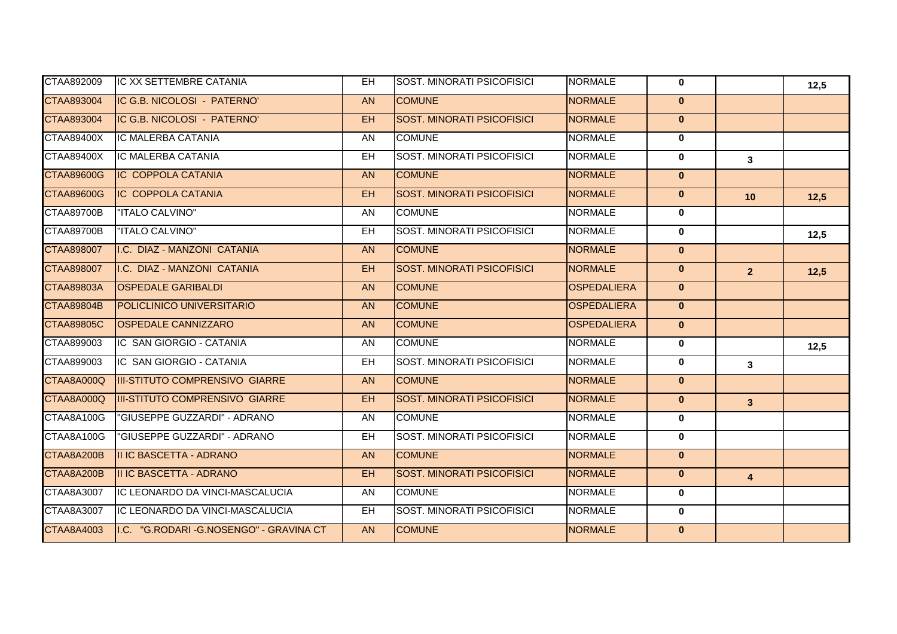| | | | | | | | |
|---|---|---|---|---|---|---|---|
| CTAA892009 | IC XX SETTEMBRE CATANIA | EH | SOST. MINORATI PSICOFISICI | NORMALE | **0** | | **12,5** |
| CTAA893004 | IC G.B. NICOLOSI - PATERNO' | AN | COMUNE | NORMALE | **0** | | |
| CTAA893004 | IC G.B. NICOLOSI - PATERNO' | EH | SOST. MINORATI PSICOFISICI | NORMALE | **0** | | |
| CTAA89400X | IC MALERBA CATANIA | AN | COMUNE | NORMALE | **0** | | |
| CTAA89400X | IC MALERBA CATANIA | EH | SOST. MINORATI PSICOFISICI | NORMALE | **0** | **3** | |
| CTAA89600G | IC COPPOLA CATANIA | AN | COMUNE | NORMALE | **0** | | |
| CTAA89600G | IC COPPOLA CATANIA | EH | SOST. MINORATI PSICOFISICI | NORMALE | **0** | **10** | **12,5** |
| CTAA89700B | "ITALO CALVINO" | AN | COMUNE | NORMALE | **0** | | |
| CTAA89700B | "ITALO CALVINO" | EH | SOST. MINORATI PSICOFISICI | NORMALE | **0** | | **12,5** |
| CTAA898007 | I.C. DIAZ - MANZONI CATANIA | AN | COMUNE | NORMALE | **0** | | |
| CTAA898007 | I.C. DIAZ - MANZONI CATANIA | EH | SOST. MINORATI PSICOFISICI | NORMALE | **0** | **2** | **12,5** |
| CTAA89803A | OSPEDALE GARIBALDI | AN | COMUNE | OSPEDALIERA | **0** | | |
| CTAA89804B | POLICLINICO UNIVERSITARIO | AN | COMUNE | OSPEDALIERA | **0** | | |
| CTAA89805C | OSPEDALE CANNIZZARO | AN | COMUNE | OSPEDALIERA | **0** | | |
| CTAA899003 | IC SAN GIORGIO - CATANIA | AN | COMUNE | NORMALE | **0** | | **12,5** |
| CTAA899003 | IC SAN GIORGIO - CATANIA | EH | SOST. MINORATI PSICOFISICI | NORMALE | **0** | **3** | |
| CTAA8A000Q | III-STITUTO COMPRENSIVO GIARRE | AN | COMUNE | NORMALE | **0** | | |
| CTAA8A000Q | III-STITUTO COMPRENSIVO GIARRE | EH | SOST. MINORATI PSICOFISICI | NORMALE | **0** | **3** | |
| CTAA8A100G | "GIUSEPPE GUZZARDI" - ADRANO | AN | COMUNE | NORMALE | **0** | | |
| CTAA8A100G | "GIUSEPPE GUZZARDI" - ADRANO | EH | SOST. MINORATI PSICOFISICI | NORMALE | **0** | | |
| CTAA8A200B | II IC BASCETTA - ADRANO | AN | COMUNE | NORMALE | **0** | | |
| CTAA8A200B | II IC BASCETTA - ADRANO | EH | SOST. MINORATI PSICOFISICI | NORMALE | **0** | **4** | |
| CTAA8A3007 | IC LEONARDO DA VINCI-MASCALUCIA | AN | COMUNE | NORMALE | **0** | | |
| CTAA8A3007 | IC LEONARDO DA VINCI-MASCALUCIA | EH | SOST. MINORATI PSICOFISICI | NORMALE | **0** | | |
| CTAA8A4003 | I.C. "G.RODARI -G.NOSENGO" - GRAVINA CT | AN | COMUNE | NORMALE | **0** | | |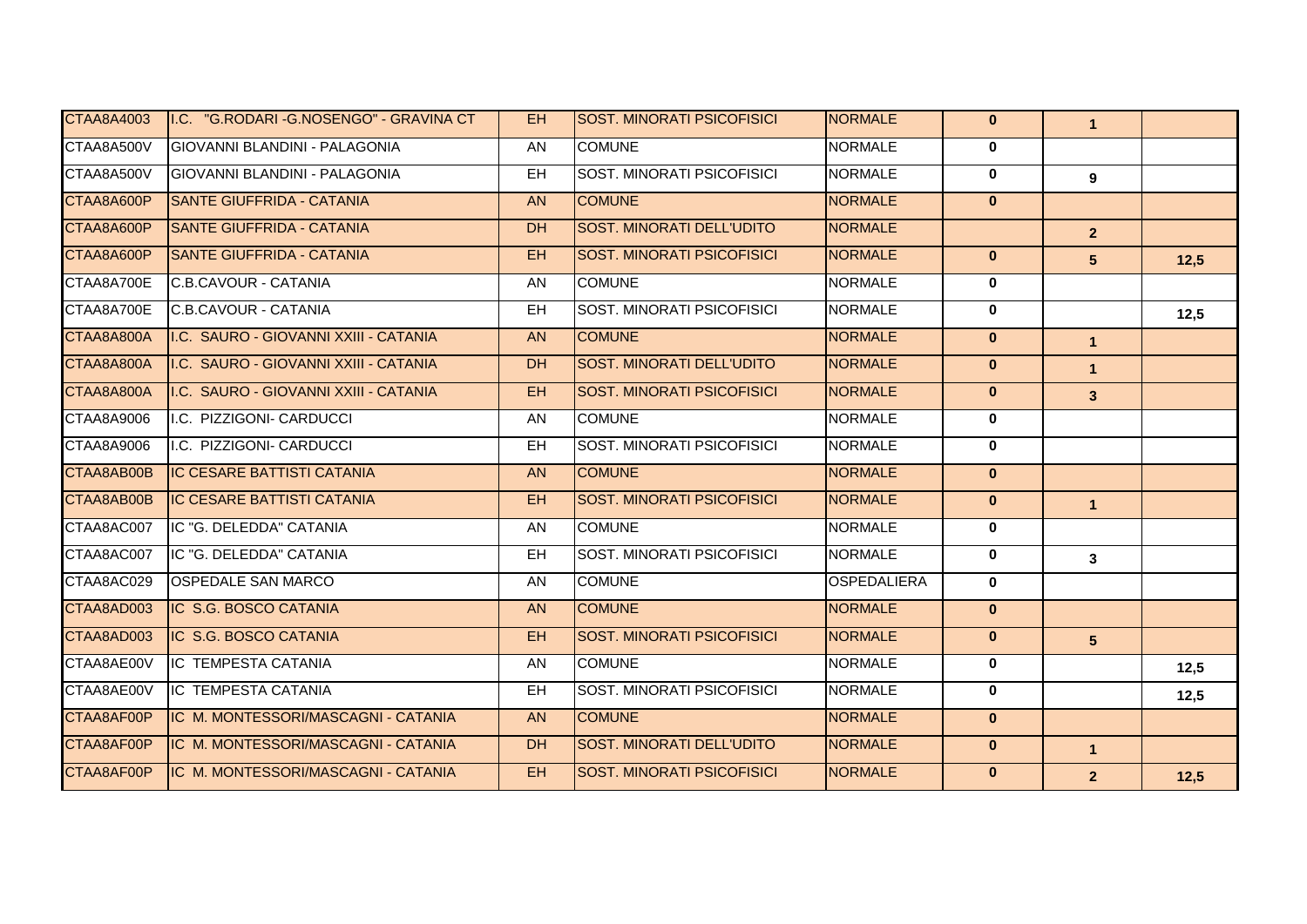| | | | | | | | |
|---|---|---|---|---|---|---|---|
| CTAA8A4003 | I.C. "G.RODARI -G.NOSENGO" - GRAVINA CT | EH | SOST. MINORATI PSICOFISICI | NORMALE | 0 | 1 | |
| CTAA8A500V | GIOVANNI BLANDINI - PALAGONIA | AN | COMUNE | NORMALE | 0 | | |
| CTAA8A500V | GIOVANNI BLANDINI - PALAGONIA | EH | SOST. MINORATI PSICOFISICI | NORMALE | 0 | 9 | |
| CTAA8A600P | SANTE GIUFFRIDA - CATANIA | AN | COMUNE | NORMALE | 0 | | |
| CTAA8A600P | SANTE GIUFFRIDA - CATANIA | DH | SOST. MINORATI DELL'UDITO | NORMALE | | 2 | |
| CTAA8A600P | SANTE GIUFFRIDA - CATANIA | EH | SOST. MINORATI PSICOFISICI | NORMALE | 0 | 5 | 12,5 |
| CTAA8A700E | C.B.CAVOUR - CATANIA | AN | COMUNE | NORMALE | 0 | | |
| CTAA8A700E | C.B.CAVOUR - CATANIA | EH | SOST. MINORATI PSICOFISICI | NORMALE | 0 | | 12,5 |
| CTAA8A800A | I.C. SAURO - GIOVANNI XXIII - CATANIA | AN | COMUNE | NORMALE | 0 | 1 | |
| CTAA8A800A | I.C. SAURO - GIOVANNI XXIII - CATANIA | DH | SOST. MINORATI DELL'UDITO | NORMALE | 0 | 1 | |
| CTAA8A800A | I.C. SAURO - GIOVANNI XXIII - CATANIA | EH | SOST. MINORATI PSICOFISICI | NORMALE | 0 | 3 | |
| CTAA8A9006 | I.C. PIZZIGONI- CARDUCCI | AN | COMUNE | NORMALE | 0 | | |
| CTAA8A9006 | I.C. PIZZIGONI- CARDUCCI | EH | SOST. MINORATI PSICOFISICI | NORMALE | 0 | | |
| CTAA8AB00B | IC CESARE BATTISTI CATANIA | AN | COMUNE | NORMALE | 0 | | |
| CTAA8AB00B | IC CESARE BATTISTI CATANIA | EH | SOST. MINORATI PSICOFISICI | NORMALE | 0 | 1 | |
| CTAA8AC007 | IC "G. DELEDDA" CATANIA | AN | COMUNE | NORMALE | 0 | | |
| CTAA8AC007 | IC "G. DELEDDA" CATANIA | EH | SOST. MINORATI PSICOFISICI | NORMALE | 0 | 3 | |
| CTAA8AC029 | OSPEDALE SAN MARCO | AN | COMUNE | OSPEDALIERA | 0 | | |
| CTAA8AD003 | IC S.G. BOSCO CATANIA | AN | COMUNE | NORMALE | 0 | | |
| CTAA8AD003 | IC S.G. BOSCO CATANIA | EH | SOST. MINORATI PSICOFISICI | NORMALE | 0 | 5 | |
| CTAA8AE00V | IC TEMPESTA CATANIA | AN | COMUNE | NORMALE | 0 | | 12,5 |
| CTAA8AE00V | IC TEMPESTA CATANIA | EH | SOST. MINORATI PSICOFISICI | NORMALE | 0 | | 12,5 |
| CTAA8AF00P | IC M. MONTESSORI/MASCAGNI - CATANIA | AN | COMUNE | NORMALE | 0 | | |
| CTAA8AF00P | IC M. MONTESSORI/MASCAGNI - CATANIA | DH | SOST. MINORATI DELL'UDITO | NORMALE | 0 | 1 | |
| CTAA8AF00P | IC M. MONTESSORI/MASCAGNI - CATANIA | EH | SOST. MINORATI PSICOFISICI | NORMALE | 0 | 2 | 12,5 |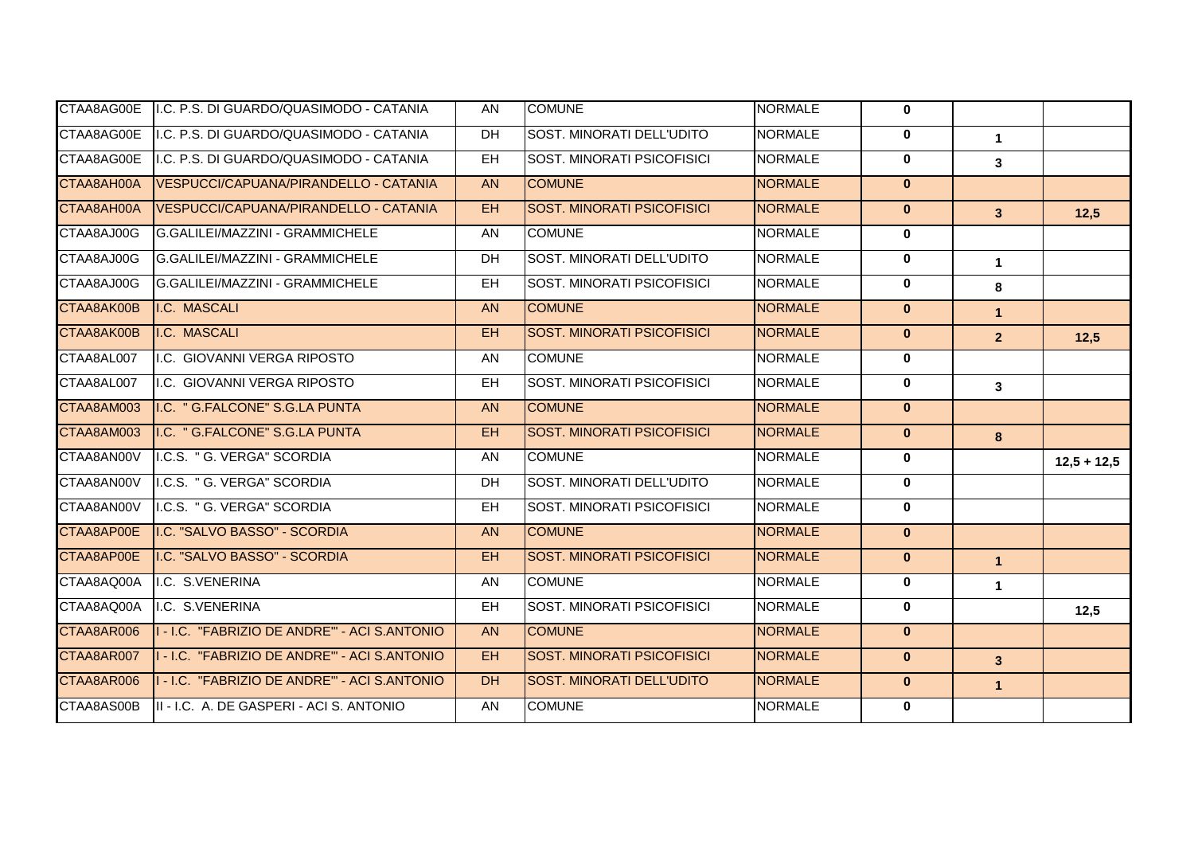| | | | | | | | |
|---|---|---|---|---|---|---|---|
| CTAA8AG00E | I.C. P.S. DI GUARDO/QUASIMODO - CATANIA | AN | COMUNE | NORMALE | **0** | | |
| CTAA8AG00E | I.C. P.S. DI GUARDO/QUASIMODO - CATANIA | DH | SOST. MINORATI DELL'UDITO | NORMALE | **0** | **1** | |
| CTAA8AG00E | I.C. P.S. DI GUARDO/QUASIMODO - CATANIA | EH | SOST. MINORATI PSICOFISICI | NORMALE | **0** | **3** | |
| CTAA8AH00A | VESPUCCI/CAPUANA/PIRANDELLO - CATANIA | AN | COMUNE | NORMALE | **0** | | |
| CTAA8AH00A | VESPUCCI/CAPUANA/PIRANDELLO - CATANIA | EH | SOST. MINORATI PSICOFISICI | NORMALE | **0** | **3** | **12,5** |
| CTAA8AJ00G | G.GALILEI/MAZZINI - GRAMMICHELE | AN | COMUNE | NORMALE | **0** | | |
| CTAA8AJ00G | G.GALILEI/MAZZINI - GRAMMICHELE | DH | SOST. MINORATI DELL'UDITO | NORMALE | **0** | **1** | |
| CTAA8AJ00G | G.GALILEI/MAZZINI - GRAMMICHELE | EH | SOST. MINORATI PSICOFISICI | NORMALE | **0** | **8** | |
| CTAA8AK00B | I.C. MASCALI | AN | COMUNE | NORMALE | **0** | **1** | |
| CTAA8AK00B | I.C. MASCALI | EH | SOST. MINORATI PSICOFISICI | NORMALE | **0** | **2** | **12,5** |
| CTAA8AL007 | I.C. GIOVANNI VERGA RIPOSTO | AN | COMUNE | NORMALE | **0** | | |
| CTAA8AL007 | I.C. GIOVANNI VERGA RIPOSTO | EH | SOST. MINORATI PSICOFISICI | NORMALE | **0** | **3** | |
| CTAA8AM003 | I.C. " G.FALCONE" S.G.LA PUNTA | AN | COMUNE | NORMALE | **0** | | |
| CTAA8AM003 | I.C. " G.FALCONE" S.G.LA PUNTA | EH | SOST. MINORATI PSICOFISICI | NORMALE | **0** | **8** | |
| CTAA8AN00V | I.C.S. " G. VERGA" SCORDIA | AN | COMUNE | NORMALE | **0** | | **12,5 + 12,5** |
| CTAA8AN00V | I.C.S. " G. VERGA" SCORDIA | DH | SOST. MINORATI DELL'UDITO | NORMALE | **0** | | |
| CTAA8AN00V | I.C.S. " G. VERGA" SCORDIA | EH | SOST. MINORATI PSICOFISICI | NORMALE | **0** | | |
| CTAA8AP00E | I.C. "SALVO BASSO" - SCORDIA | AN | COMUNE | NORMALE | **0** | | |
| CTAA8AP00E | I.C. "SALVO BASSO" - SCORDIA | EH | SOST. MINORATI PSICOFISICI | NORMALE | **0** | **1** | |
| CTAA8AQ00A | I.C. S.VENERINA | AN | COMUNE | NORMALE | **0** | **1** | |
| CTAA8AQ00A | I.C. S.VENERINA | EH | SOST. MINORATI PSICOFISICI | NORMALE | **0** | | **12,5** |
| CTAA8AR006 | I - I.C. "FABRIZIO DE ANDRE'" - ACI S.ANTONIO | AN | COMUNE | NORMALE | **0** | | |
| CTAA8AR007 | I - I.C. "FABRIZIO DE ANDRE'" - ACI S.ANTONIO | EH | SOST. MINORATI PSICOFISICI | NORMALE | **0** | **3** | |
| CTAA8AR006 | I - I.C. "FABRIZIO DE ANDRE'" - ACI S.ANTONIO | DH | SOST. MINORATI DELL'UDITO | NORMALE | **0** | **1** | |
| CTAA8AS00B | II - I.C. A. DE GASPERI - ACI S. ANTONIO | AN | COMUNE | NORMALE | **0** | | |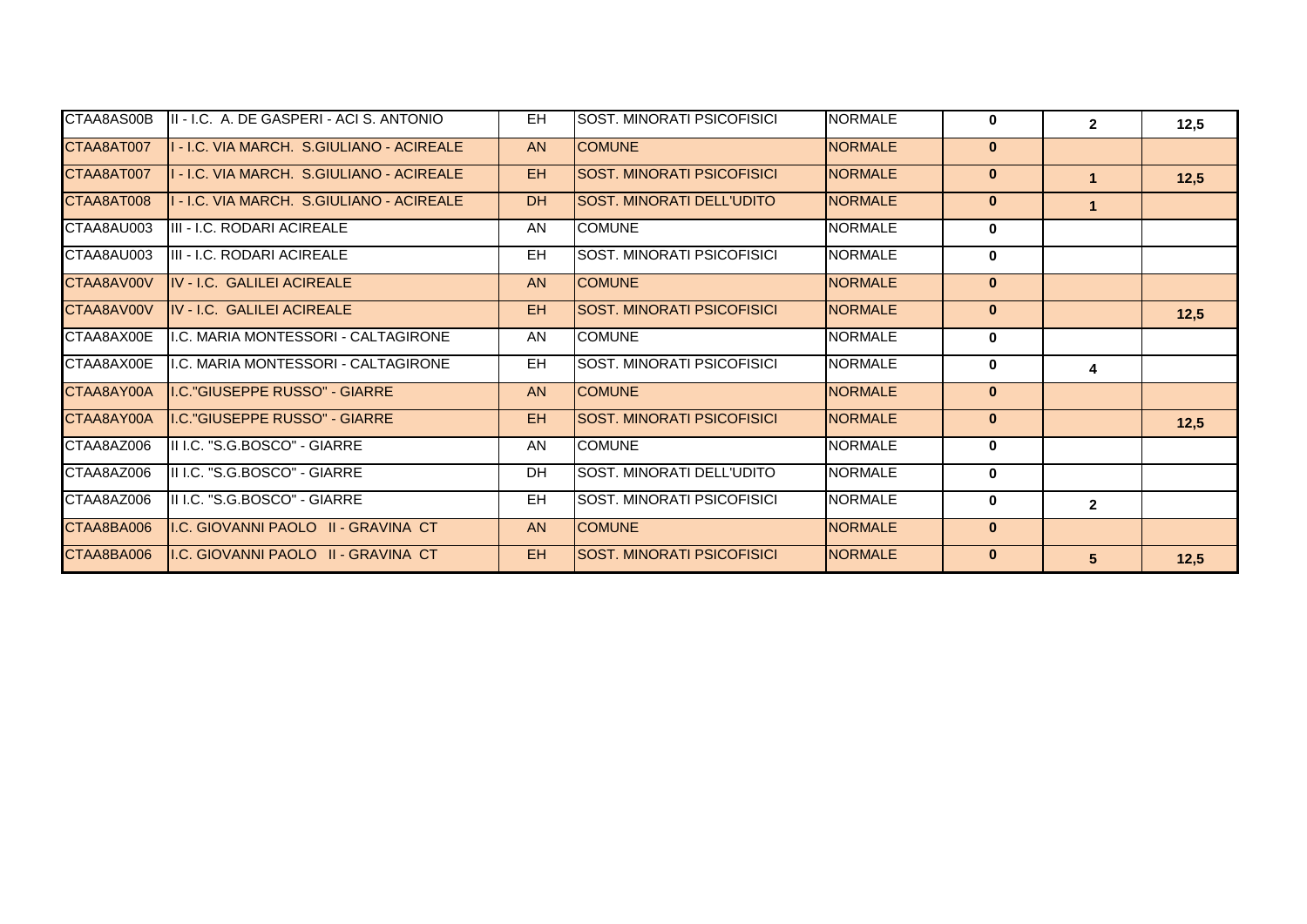| | | | | | | | |
|---|---|---|---|---|---|---|---|
| CTAA8AS00B | II - I.C. A. DE GASPERI - ACI S. ANTONIO | EH | SOST. MINORATI PSICOFISICI | NORMALE | **0** | **2** | **12,5** |
| CTAA8AT007 | I - I.C. VIA MARCH. S.GIULIANO - ACIREALE | AN | COMUNE | NORMALE | **0** | | |
| CTAA8AT007 | I - I.C. VIA MARCH. S.GIULIANO - ACIREALE | EH | SOST. MINORATI PSICOFISICI | NORMALE | **0** | **1** | **12,5** |
| CTAA8AT008 | I - I.C. VIA MARCH. S.GIULIANO - ACIREALE | DH | SOST. MINORATI DELL'UDITO | NORMALE | **0** | **1** | |
| CTAA8AU003 | III - I.C. RODARI ACIREALE | AN | COMUNE | NORMALE | **0** | | |
| CTAA8AU003 | III - I.C. RODARI ACIREALE | EH | SOST. MINORATI PSICOFISICI | NORMALE | **0** | | |
| CTAA8AV00V | IV - I.C. GALILEI ACIREALE | AN | COMUNE | NORMALE | **0** | | |
| CTAA8AV00V | IV - I.C. GALILEI ACIREALE | EH | SOST. MINORATI PSICOFISICI | NORMALE | **0** | | **12,5** |
| CTAA8AX00E | I.C. MARIA MONTESSORI - CALTAGIRONE | AN | COMUNE | NORMALE | **0** | | |
| CTAA8AX00E | I.C. MARIA MONTESSORI - CALTAGIRONE | EH | SOST. MINORATI PSICOFISICI | NORMALE | **0** | **4** | |
| CTAA8AY00A | I.C."GIUSEPPE RUSSO" - GIARRE | AN | COMUNE | NORMALE | **0** | | |
| CTAA8AY00A | I.C."GIUSEPPE RUSSO" - GIARRE | EH | SOST. MINORATI PSICOFISICI | NORMALE | **0** | | **12,5** |
| CTAA8AZ006 | II I.C. "S.G.BOSCO" - GIARRE | AN | COMUNE | NORMALE | **0** | | |
| CTAA8AZ006 | II I.C. "S.G.BOSCO" - GIARRE | DH | SOST. MINORATI DELL'UDITO | NORMALE | **0** | | |
| CTAA8AZ006 | II I.C. "S.G.BOSCO" - GIARRE | EH | SOST. MINORATI PSICOFISICI | NORMALE | **0** | **2** | |
| CTAA8BA006 | I.C. GIOVANNI PAOLO II - GRAVINA CT | AN | COMUNE | NORMALE | **0** | | |
| CTAA8BA006 | I.C. GIOVANNI PAOLO II - GRAVINA CT | EH | SOST. MINORATI PSICOFISICI | NORMALE | **0** | **5** | **12,5** |